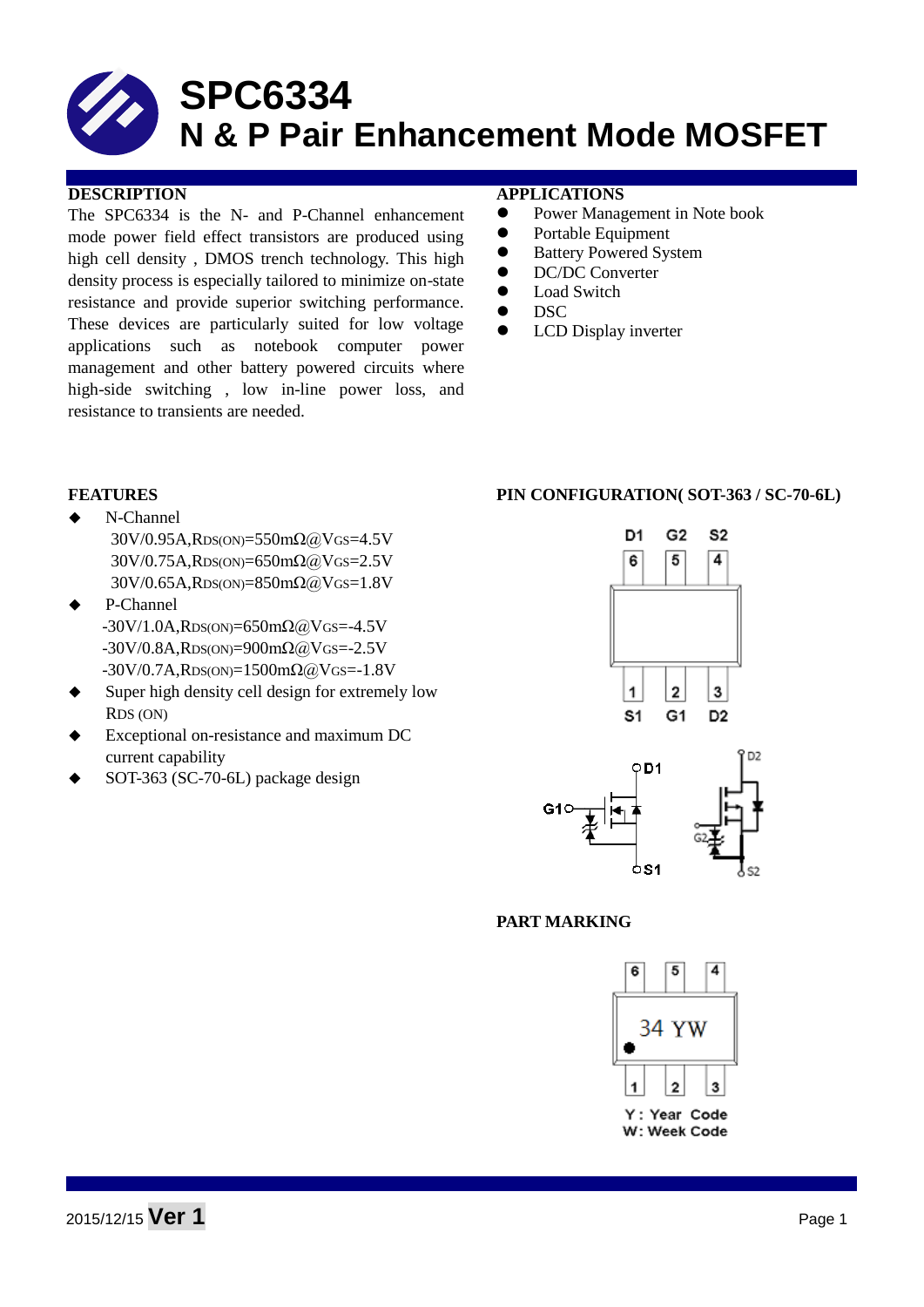# SPC6334

# N & P Pair Enhancement Mode MOSFET

## DESCRIPTION

The SPC6334 is the N- and P-Channel enhancement mode power field effect transistors are produced using high cell density , DMOS trench technology. This high density process is especially tailored to minimize on-state resistance and provide superior switching performance. These devices are particularly suited for low voltage applications such as notebook computer power management and other battery powered circuits where high-side switching , low in-line power loss, and resistance to transients are needed.

## APPLICATIONS

- Power Management in Note book
- Portable Equipment
- Battery Powered System
- DC/DC Converter
- Load Switch
- DSC
- LCD Display inverter

## FEATURES

- N-Channel
  - 30V/0.95A, $R_{DS(ON)}$=550mΩ@$V_{GS}$=4.5V
  - 30V/0.75A, $R_{DS(ON)}$=650mΩ@$V_{GS}$=2.5V
  - 30V/0.65A, $R_{DS(ON)}$=850mΩ@$V_{GS}$=1.8V
- P-Channel
  - -30V/1.0A, $R_{DS(ON)}$=650mΩ@$V_{GS}$=-4.5V
  - -30V/0.8A, $R_{DS(ON)}$=900mΩ@$V_{GS}$=-2.5V
  - -30V/0.7A, $R_{DS(ON)}$=1500mΩ@$V_{GS}$=-1.8V
- Super high density cell design for extremely low $R_{DS (ON)}$
- Exceptional on-resistance and maximum DC current capability
- SOT-363 (SC-70-6L) package design

## PIN CONFIGURATION( SOT-363 / SC-70-6L)

D1 G2 S2

6 5 4

1 2 3

S1 G1 D2

D1, G1, S1, D2, G2, S2

## PART MARKING

6 5 4

34 YW

1 2 3

Y : Year Code
W: Week Code

2015/12/15 **Ver 1**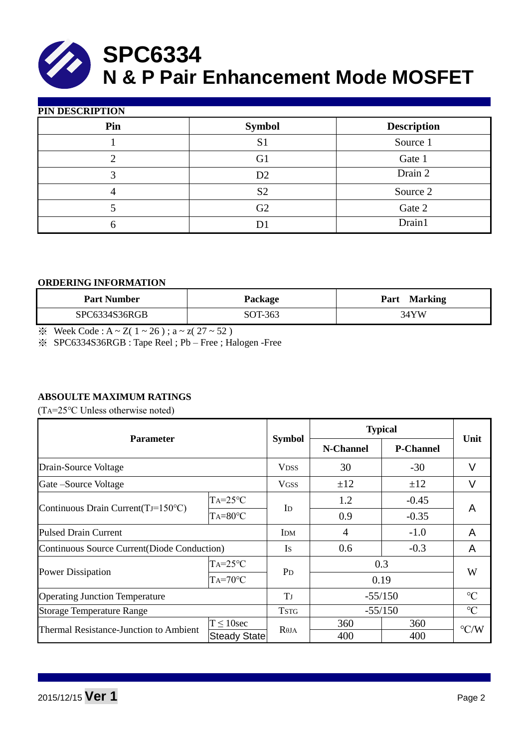# SPC6334
# N & P Pair Enhancement Mode MOSFET

## PIN DESCRIPTION

| Pin | Symbol | Description |
|---|---|---|
| 1 | S1 | Source 1 |
| 2 | G1 | Gate 1 |
| 3 | D2 | Drain 2 |
| 4 | S2 | Source 2 |
| 5 | G2 | Gate 2 |
| 6 | D1 | Drain1 |

## ORDERING INFORMATION

| Part Number | Package | Part Marking |
|---|---|---|
| SPC6334S36RGB | SOT-363 | 34YW |

※ Week Code : A ~ Z( 1 ~ 26 ) ; a ~ z( 27 ~ 52 )

※ SPC6334S36RGB : Tape Reel ; Pb – Free ; Halogen -Free

## ABSOULTE MAXIMUM RATINGS

($T_A$=25°C Unless otherwise noted)

| Parameter | | Symbol | Typical | | Unit |
|---|---|---|---|---|---|
| | | | N-Channel | P-Channel | |
| Drain-Source Voltage | | $V_{DSS}$ | 30 | -30 | V |
| Gate –Source Voltage | | $V_{GSS}$ | ±12 | ±12 | V |
| Continuous Drain Current($T_J$=150°C) | $T_A$=25°C | $I_D$ | 1.2 | -0.45 | A |
| | $T_A$=80°C | | 0.9 | -0.35 | |
| Pulsed Drain Current | | $I_{DM}$ | 4 | -1.0 | A |
| Continuous Source Current(Diode Conduction) | | $I_S$ | 0.6 | -0.3 | A |
| Power Dissipation | $T_A$=25°C | $P_D$ | 0.3 | | W |
| | $T_A$=70°C | | 0.19 | | |
| Operating Junction Temperature | | $T_J$ | -55/150 | | °C |
| Storage Temperature Range | | $T_{STG}$ | -55/150 | | °C |
| Thermal Resistance-Junction to Ambient | T ≤ 10sec | $R_{\theta JA}$ | 360 | 360 | °C/W |
| | Steady State | | 400 | 400 | |

2015/12/15 **Ver 1**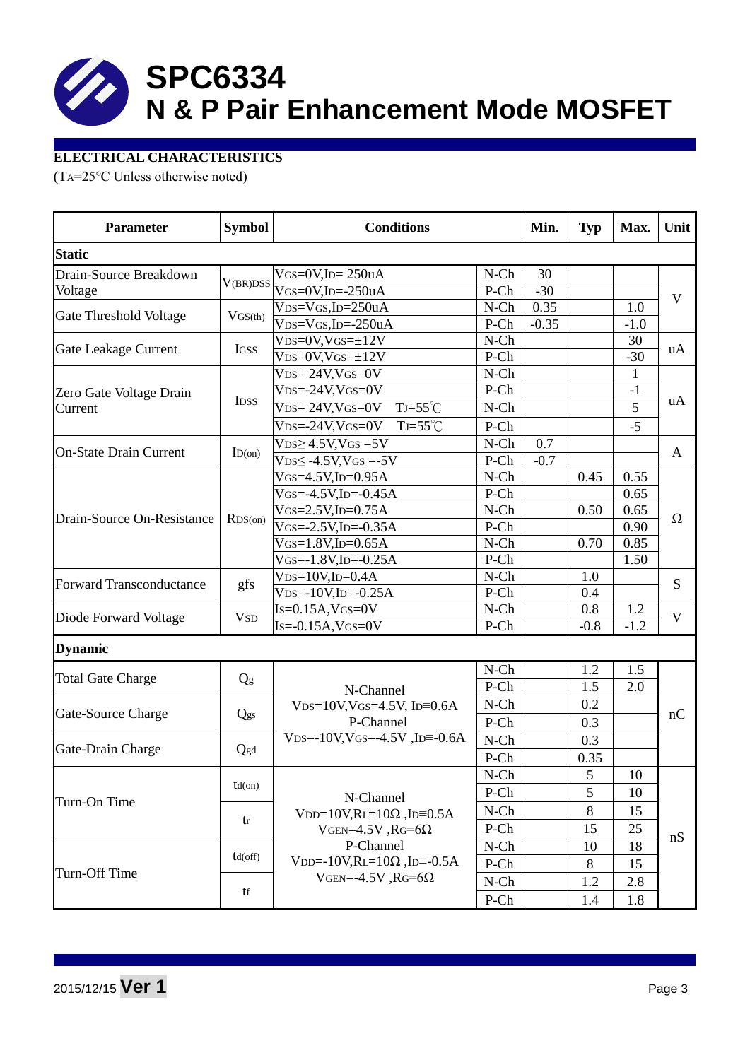# SPC6334
## N & P Pair Enhancement Mode MOSFET

**ELECTRICAL CHARACTERISTICS**

($T_A$=25°C Unless otherwise noted)

| Parameter | Symbol | Conditions | | Min. | Typ | Max. | Unit |
|---|---|---|---|---|---|---|---|
| **Static** | | | | | | | |
| Drain-Source Breakdown Voltage | $V_{(BR)DSS}$ | $V_{GS}$=0V,$I_D$= 250uA | N-Ch | 30 | | | V |
| | | $V_{GS}$=0V,$I_D$=-250uA | P-Ch | -30 | | | |
| Gate Threshold Voltage | $V_{GS(th)}$ | $V_{DS}$=$V_{GS}$,$I_D$=250uA | N-Ch | 0.35 | | 1.0 | |
| | | $V_{DS}$=$V_{GS}$,$I_D$=-250uA | P-Ch | -0.35 | | -1.0 | |
| Gate Leakage Current | $I_{GSS}$ | $V_{DS}$=0V,$V_{GS}$=±12V | N-Ch | | | 30 | uA |
| | | $V_{DS}$=0V,$V_{GS}$=±12V | P-Ch | | | -30 | |
| Zero Gate Voltage Drain Current | $I_{DSS}$ | $V_{DS}$= 24V,$V_{GS}$=0V | N-Ch | | | 1 | uA |
| | | $V_{DS}$=-24V,$V_{GS}$=0V | P-Ch | | | -1 | |
| | | $V_{DS}$= 24V,$V_{GS}$=0V $T_J$=55℃ | N-Ch | | | 5 | |
| | | $V_{DS}$=-24V,$V_{GS}$=0V $T_J$=55℃ | P-Ch | | | -5 | |
| On-State Drain Current | $I_{D(on)}$ | $V_{DS}$≥ 4.5V,$V_{GS}$ =5V | N-Ch | 0.7 | | | A |
| | | $V_{DS}$≤ -4.5V,$V_{GS}$ =-5V | P-Ch | -0.7 | | | |
| Drain-Source On-Resistance | $R_{DS(on)}$ | $V_{GS}$=4.5V,$I_D$=0.95A | N-Ch | | 0.45 | 0.55 | Ω |
| | | $V_{GS}$=-4.5V,$I_D$=-0.45A | P-Ch | | | 0.65 | |
| | | $V_{GS}$=2.5V,$I_D$=0.75A | N-Ch | | 0.50 | 0.65 | |
| | | $V_{GS}$=-2.5V,$I_D$=-0.35A | P-Ch | | | 0.90 | |
| | | $V_{GS}$=1.8V,$I_D$=0.65A | N-Ch | | 0.70 | 0.85 | |
| | | $V_{GS}$=-1.8V,$I_D$=-0.25A | P-Ch | | | 1.50 | |
| Forward Transconductance | gfs | $V_{DS}$=10V,$I_D$=0.4A | N-Ch | | 1.0 | | S |
| | | $V_{DS}$=-10V,$I_D$=-0.25A | P-Ch | | 0.4 | | |
| Diode Forward Voltage | $V_{SD}$ | $I_S$=0.15A,$V_{GS}$=0V | N-Ch | | 0.8 | 1.2 | V |
| | | $I_S$=-0.15A,$V_{GS}$=0V | P-Ch | | -0.8 | -1.2 | |
| **Dynamic** | | | | | | | |
| Total Gate Charge | $Q_g$ | N-Channel $V_{DS}$=10V,$V_{GS}$=4.5V, $I_D$≡0.6A P-Channel $V_{DS}$=-10V,$V_{GS}$=-4.5V ,$I_D$≡-0.6A | N-Ch | | 1.2 | 1.5 | nC |
| | | | P-Ch | | 1.5 | 2.0 | |
| Gate-Source Charge | $Q_{gs}$ | | N-Ch | | 0.2 | | |
| | | | P-Ch | | 0.3 | | |
| Gate-Drain Charge | $Q_{gd}$ | | N-Ch | | 0.3 | | |
| | | | P-Ch | | 0.35 | | |
| Turn-On Time | $t_{d(on)}$ | N-Channel $V_{DD}$=10V,$R_L$=10Ω ,$I_D$≡0.5A $V_{GEN}$=4.5V ,$R_G$=6Ω P-Channel $V_{DD}$=-10V,$R_L$=10Ω ,$I_D$≡-0.5A $V_{GEN}$=-4.5V ,$R_G$=6Ω | N-Ch | | 5 | 10 | nS |
| | | | P-Ch | | 5 | 10 | |
| | $t_r$ | | N-Ch | | 8 | 15 | |
| | | | P-Ch | | 15 | 25 | |
| Turn-Off Time | $t_{d(off)}$ | | N-Ch | | 10 | 18 | |
| | | | P-Ch | | 8 | 15 | |
| | $t_f$ | | N-Ch | | 1.2 | 2.8 | |
| | | | P-Ch | | 1.4 | 1.8 | |

2015/12/15 **Ver 1**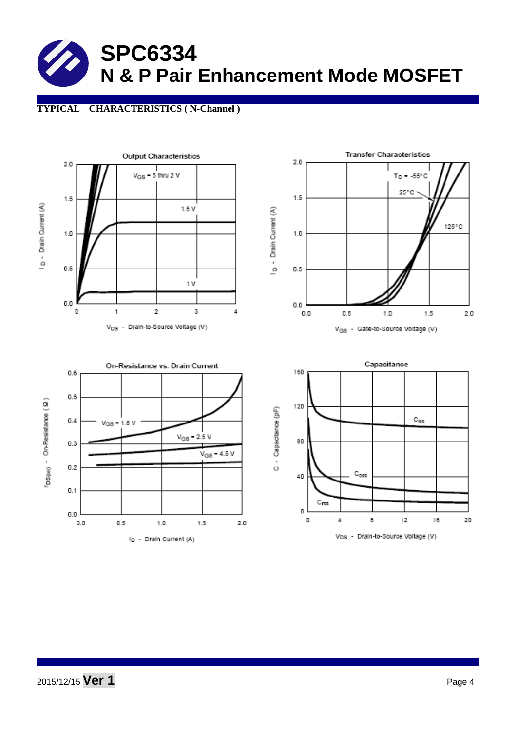# SPC6334

# N & P Pair Enhancement Mode MOSFET

**TYPICAL CHARACTERISTICS ( N-Channel )**

Output Characteristics

Transfer Characteristics

On-Resistance vs. Drain Current

Capacitance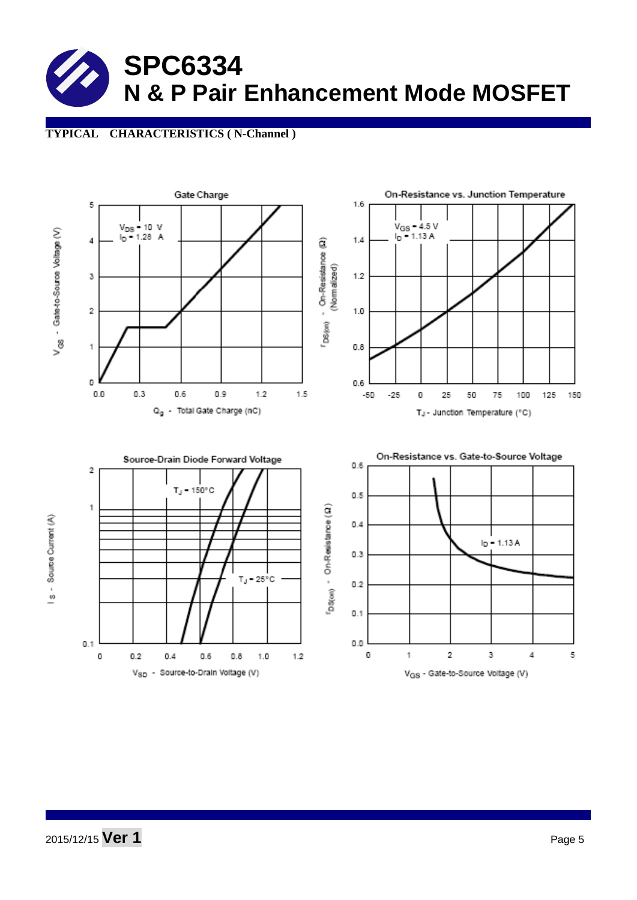# SPC6334
## N & P Pair Enhancement Mode MOSFET

**TYPICAL CHARACTERISTICS ( N-Channel )**

Gate Charge

$V_{DS}$ = 10 V
$I_D$ = 1.28 A

$V_{GS}$ - Gate-to-Source Voltage (V)

$Q_g$ - Total Gate Charge (nC)

On-Resistance vs. Junction Temperature

$V_{GS}$ = 4.5 V
$I_D$ = 1.13 A

$r_{DS(on)}$ - On-Resistance (Ω) (Normalized)

$T_J$ - Junction Temperature (°C)

Source-Drain Diode Forward Voltage

$T_J$ = 150°C

$T_J$ = 25°C

$I_S$ - Source Current (A)

$V_{SD}$ - Source-to-Drain Voltage (V)

On-Resistance vs. Gate-to-Source Voltage

$I_D$ = 1.13 A

$r_{DS(on)}$ - On-Resistance (Ω)

$V_{GS}$ - Gate-to-Source Voltage (V)

2015/12/15 **Ver 1**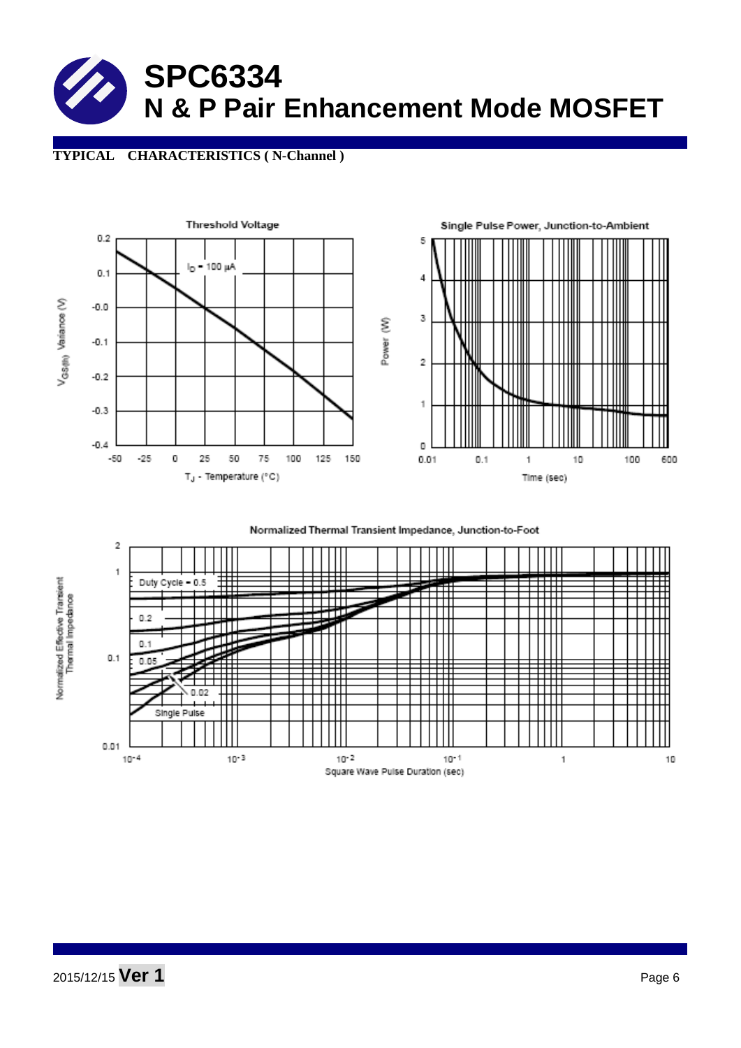# SPC6334

## N & P Pair Enhancement Mode MOSFET

**TYPICAL CHARACTERISTICS ( N-Channel )**

Threshold Voltage

Single Pulse Power, Junction-to-Ambient

Normalized Thermal Transient Impedance, Junction-to-Foot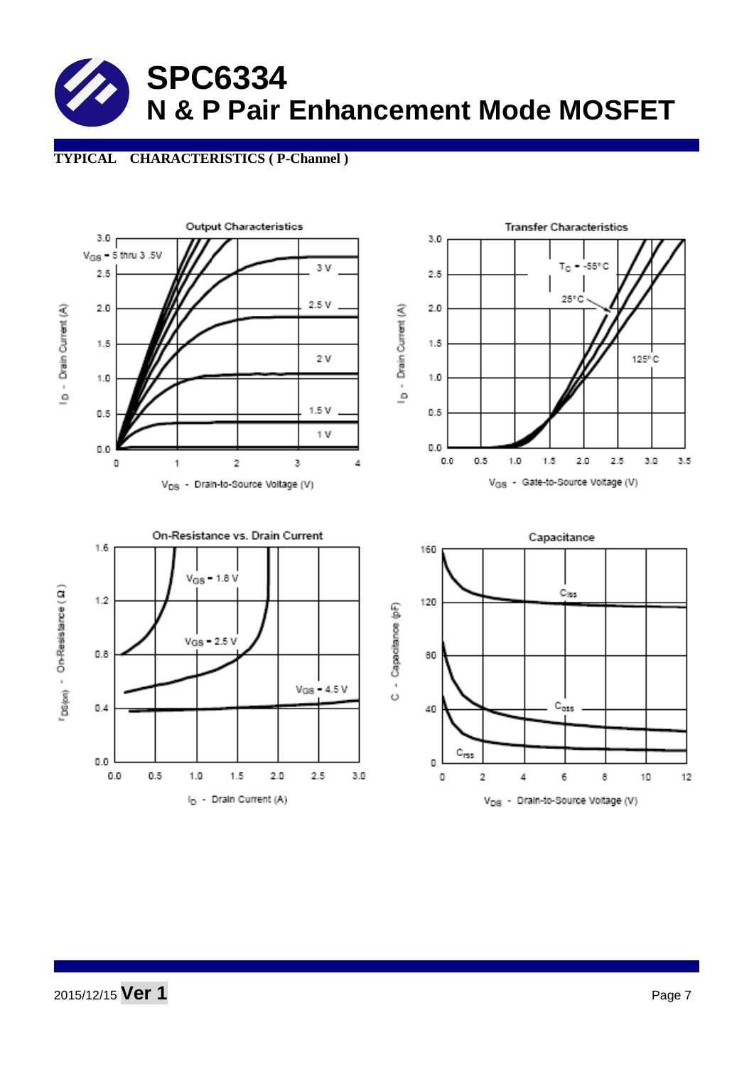# SPC6334

## N & P Pair Enhancement Mode MOSFET

**TYPICAL CHARACTERISTICS ( P-Channel )**

Output Characteristics

$V_{GS}$ = 5 thru 3.5V; 3 V; 2.5 V; 2 V; 1.5 V; 1 V

$I_D$ - Drain Current (A)

$V_{DS}$ - Drain-to-Source Voltage (V)

Transfer Characteristics

$T_C$ = -55°C; 25°C; 125°C

$I_D$ - Drain Current (A)

$V_{GS}$ - Gate-to-Source Voltage (V)

On-Resistance vs. Drain Current

$V_{GS}$ = 1.8 V; $V_{GS}$ = 2.5 V; $V_{GS}$ = 4.5 V

$r_{DS(on)}$ - On-Resistance ( Ω )

$I_D$ - Drain Current (A)

Capacitance

$C_{iss}$; $C_{oss}$; $C_{rss}$

C - Capacitance (pF)

$V_{DS}$ - Drain-to-Source Voltage (V)

2015/12/15 **Ver 1**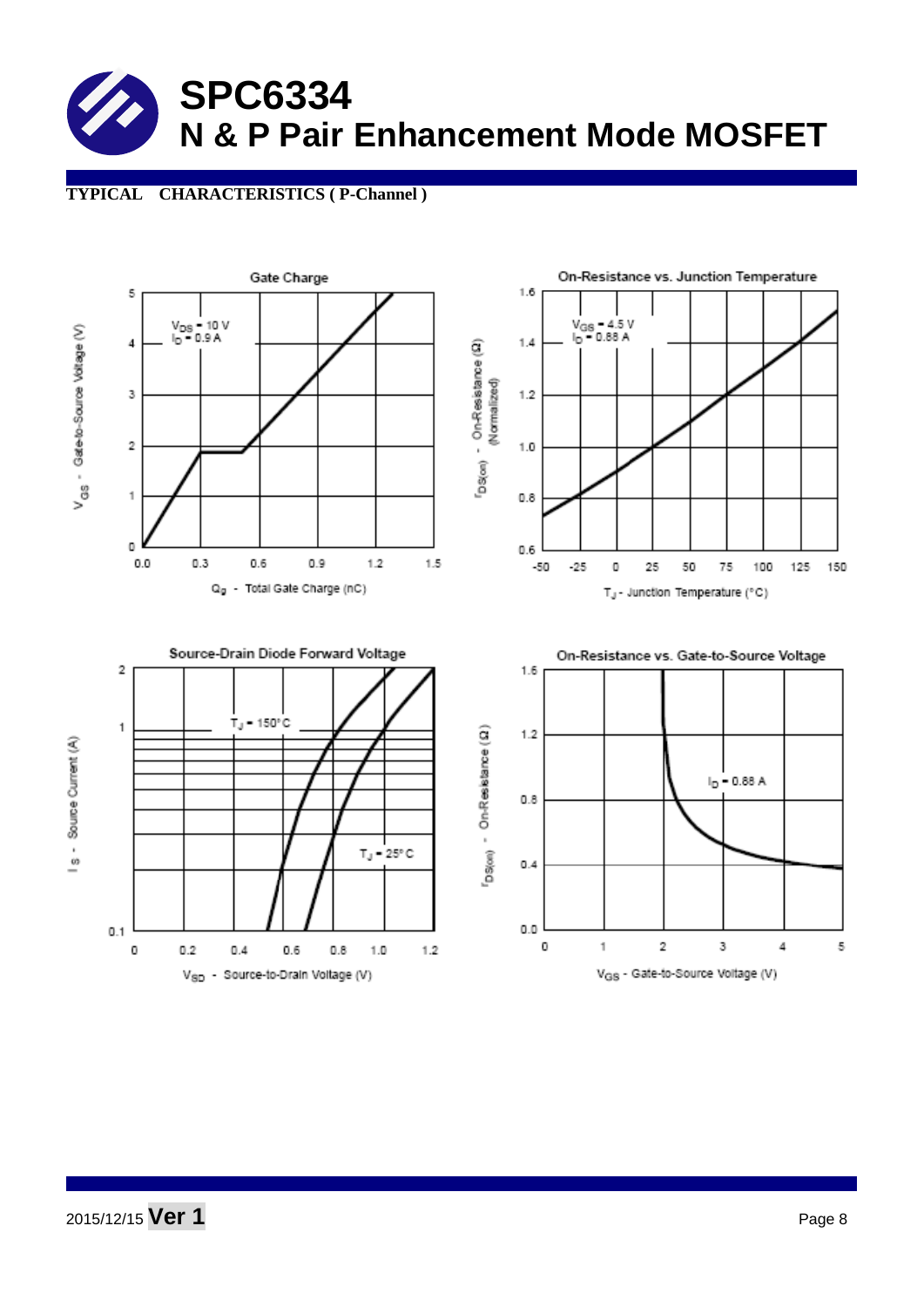# SPC6334

## N & P Pair Enhancement Mode MOSFET

**TYPICAL CHARACTERISTICS ( P-Channel )**

Gate Charge

$V_{DS}$ = 10 V
$I_D$ = 0.9 A

$V_{GS}$ - Gate-to-Source Voltage (V)

$Q_g$ - Total Gate Charge (nC)

On-Resistance vs. Junction Temperature

$V_{GS}$ = 4.5 V
$I_D$ = 0.88 A

$r_{DS(on)}$ - On-Resistance (Ω) (Normalized)

$T_J$ - Junction Temperature (°C)

Source-Drain Diode Forward Voltage

$T_J$ = 150°C

$T_J$ = 25°C

$I_S$ - Source Current (A)

$V_{SD}$ - Source-to-Drain Voltage (V)

On-Resistance vs. Gate-to-Source Voltage

$I_D$ = 0.88 A

$r_{DS(on)}$ - On-Resistance (Ω)

$V_{GS}$ - Gate-to-Source Voltage (V)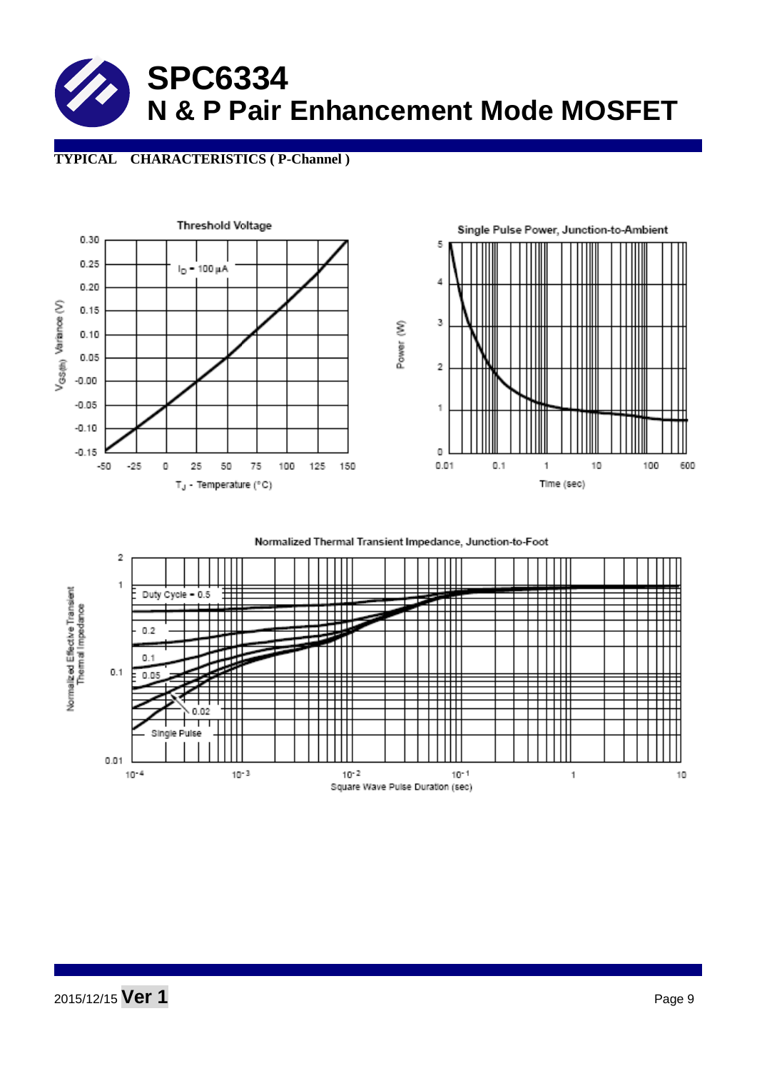# SPC6334

## N & P Pair Enhancement Mode MOSFET

**TYPICAL CHARACTERISTICS ( P-Channel )**

Threshold Voltage

$I_D = 100\ \mu A$

$V_{GS(th)}$ Variance (V)

$T_J$ - Temperature (°C)

Single Pulse Power, Junction-to-Ambient

Power (W)

Time (sec)

Normalized Thermal Transient Impedance, Junction-to-Foot

Duty Cycle = 0.5, 0.2, 0.1, 0.05, 0.02, Single Pulse

Normalized Effective Transient Thermal Impedance

Square Wave Pulse Duration (sec)

2015/12/15 **Ver 1**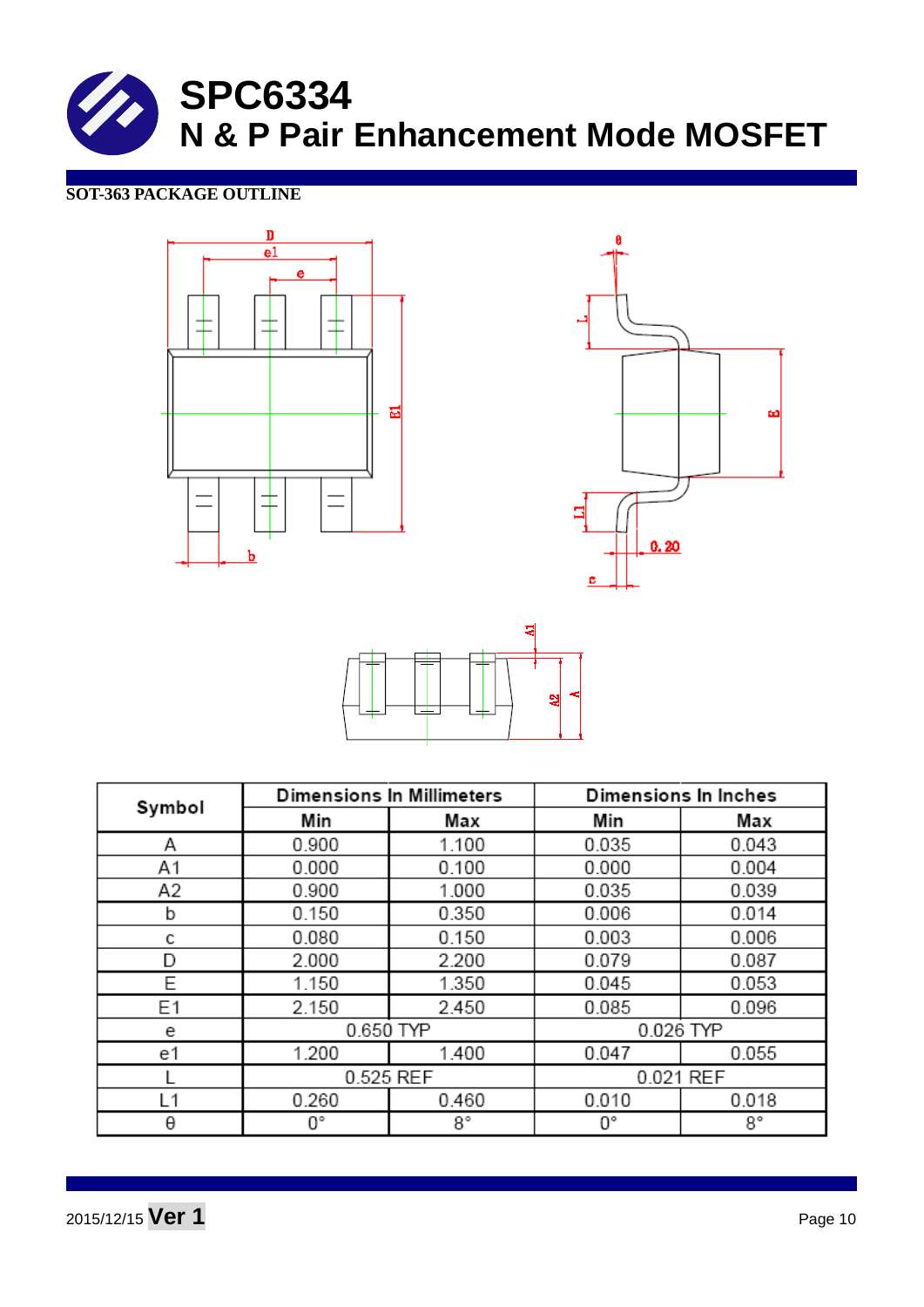# SPC6334

## N & P Pair Enhancement Mode MOSFET

### SOT-363 PACKAGE OUTLINE

| Symbol | Dimensions In Millimeters | | Dimensions In Inches | |
|---|---|---|---|---|
| | Min | Max | Min | Max |
| A | 0.900 | 1.100 | 0.035 | 0.043 |
| A1 | 0.000 | 0.100 | 0.000 | 0.004 |
| A2 | 0.900 | 1.000 | 0.035 | 0.039 |
| b | 0.150 | 0.350 | 0.006 | 0.014 |
| c | 0.080 | 0.150 | 0.003 | 0.006 |
| D | 2.000 | 2.200 | 0.079 | 0.087 |
| E | 1.150 | 1.350 | 0.045 | 0.053 |
| E1 | 2.150 | 2.450 | 0.085 | 0.096 |
| e | 0.650 TYP | | 0.026 TYP | |
| e1 | 1.200 | 1.400 | 0.047 | 0.055 |
| L | 0.525 REF | | 0.021 REF | |
| L1 | 0.260 | 0.460 | 0.010 | 0.018 |
| θ | 0° | 8° | 0° | 8° |

2015/12/15 **Ver 1**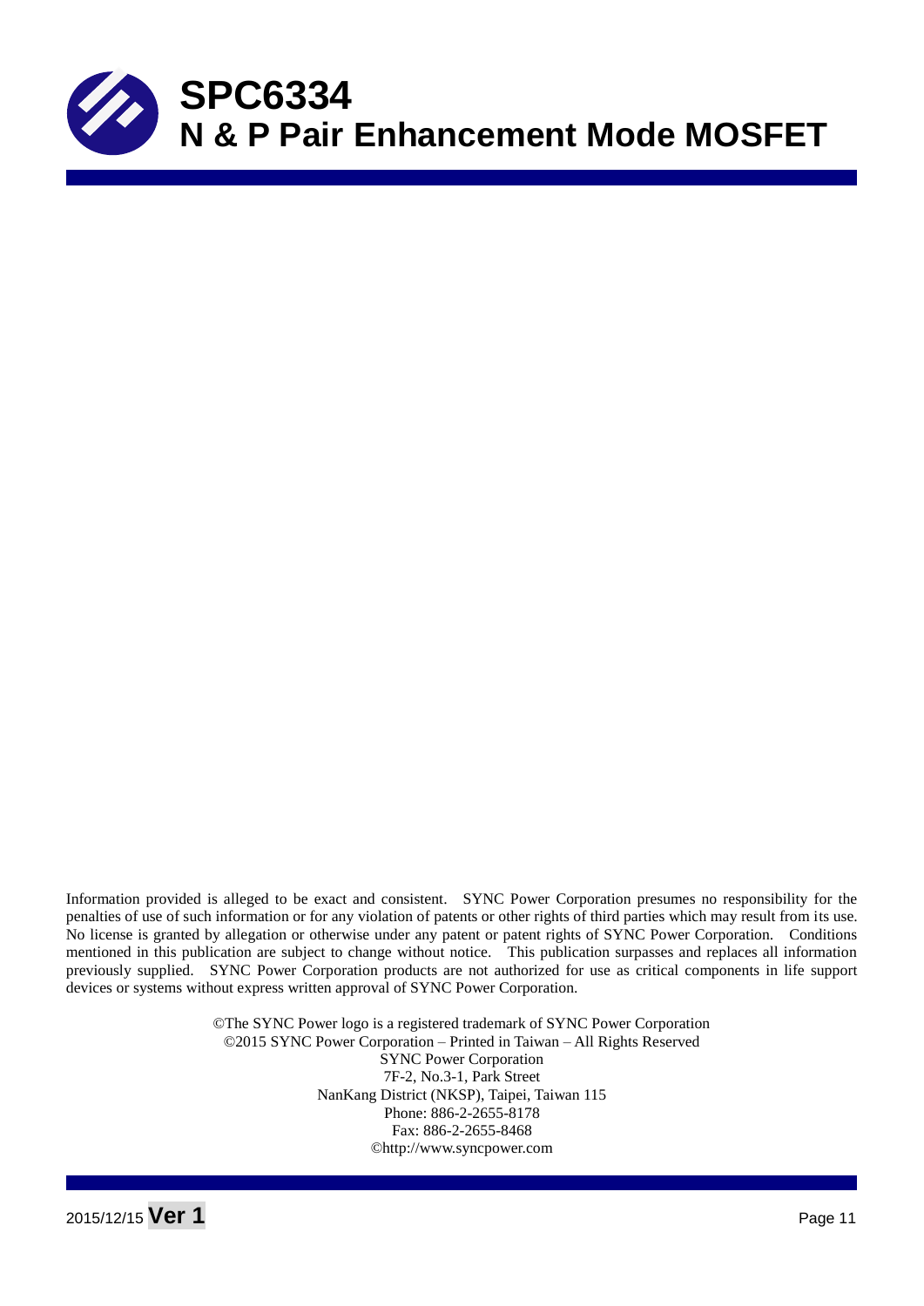Information provided is alleged to be exact and consistent. SYNC Power Corporation presumes no responsibility for the penalties of use of such information or for any violation of patents or other rights of third parties which may result from its use. No license is granted by allegation or otherwise under any patent or patent rights of SYNC Power Corporation. Conditions mentioned in this publication are subject to change without notice. This publication surpasses and replaces all information previously supplied. SYNC Power Corporation products are not authorized for use as critical components in life support devices or systems without express written approval of SYNC Power Corporation.

©The SYNC Power logo is a registered trademark of SYNC Power Corporation
©2015 SYNC Power Corporation – Printed in Taiwan – All Rights Reserved
SYNC Power Corporation
7F-2, No.3-1, Park Street
NanKang District (NKSP), Taipei, Taiwan 115
Phone: 886-2-2655-8178
Fax: 886-2-2655-8468
©http://www.syncpower.com